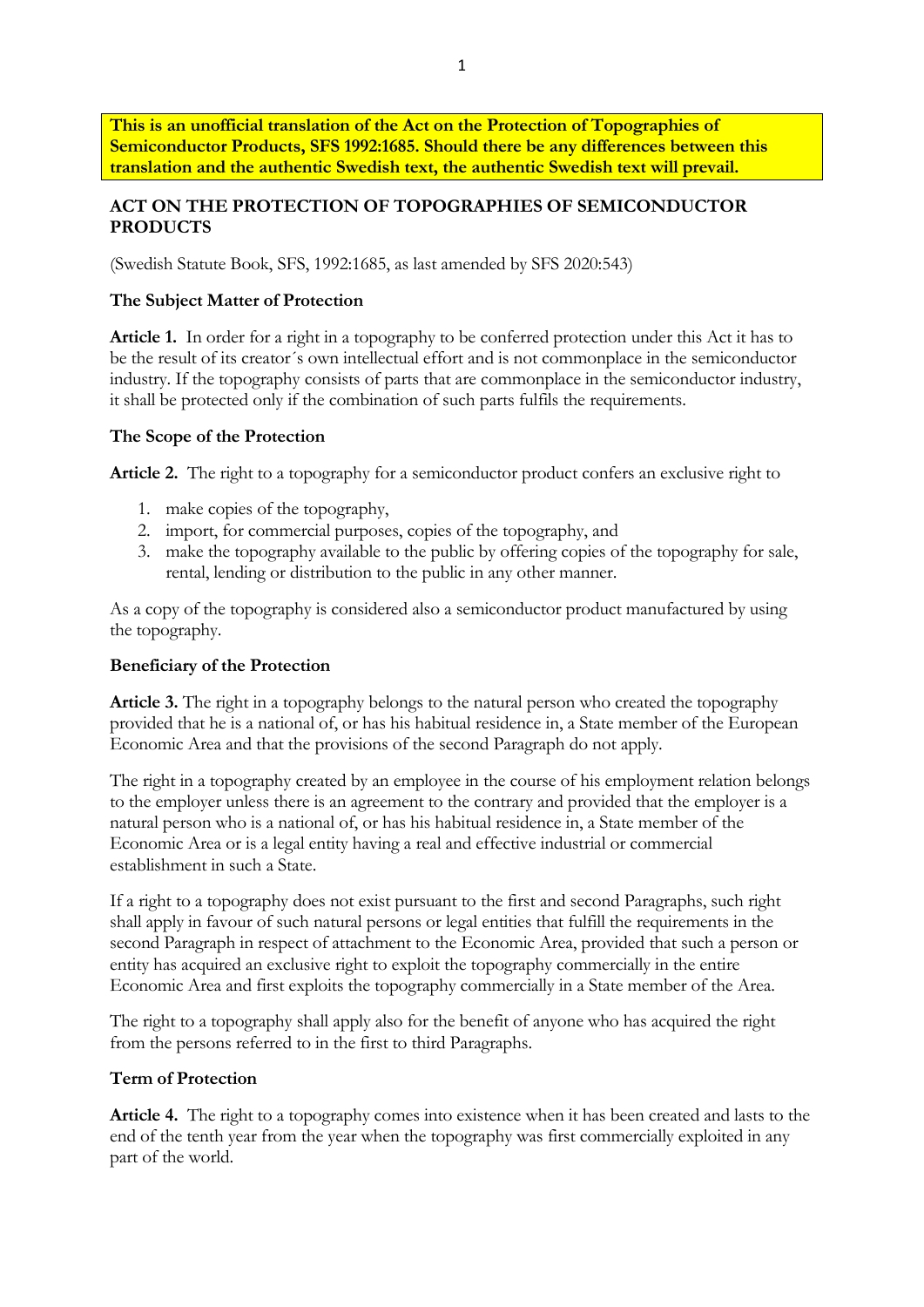**This is an unofficial translation of the Act on the Protection of Topographies of Semiconductor Products, SFS 1992:1685. Should there be any differences between this translation and the authentic Swedish text, the authentic Swedish text will prevail.**

# ACT ON THE PROTECTION OF TOPOGRAPHIES OF SEMICONDUCTOR PRODUCTS

(Swedish Statute Book, SFS, 1992:1685, as last amended by SFS 2020:543)

## The Subject Matter of Protection

**Article 1.** In order for a right in a topography to be conferred protection under this Act it has to be the result of its creator´s own intellectual effort and is not commonplace in the semiconductor industry. If the topography consists of parts that are commonplace in the semiconductor industry, it shall be protected only if the combination of such parts fulfils the requirements.

## The Scope of the Protection

**Article 2.** The right to a topography for a semiconductor product confers an exclusive right to

1. make copies of the topography,
2. import, for commercial purposes, copies of the topography, and
3. make the topography available to the public by offering copies of the topography for sale, rental, lending or distribution to the public in any other manner.

As a copy of the topography is considered also a semiconductor product manufactured by using the topography.

## Beneficiary of the Protection

**Article 3.** The right in a topography belongs to the natural person who created the topography provided that he is a national of, or has his habitual residence in, a State member of the European Economic Area and that the provisions of the second Paragraph do not apply.

The right in a topography created by an employee in the course of his employment relation belongs to the employer unless there is an agreement to the contrary and provided that the employer is a natural person who is a national of, or has his habitual residence in, a State member of the Economic Area or is a legal entity having a real and effective industrial or commercial establishment in such a State.

If a right to a topography does not exist pursuant to the first and second Paragraphs, such right shall apply in favour of such natural persons or legal entities that fulfill the requirements in the second Paragraph in respect of attachment to the Economic Area, provided that such a person or entity has acquired an exclusive right to exploit the topography commercially in the entire Economic Area and first exploits the topography commercially in a State member of the Area.

The right to a topography shall apply also for the benefit of anyone who has acquired the right from the persons referred to in the first to third Paragraphs.

## Term of Protection

**Article 4.** The right to a topography comes into existence when it has been created and lasts to the end of the tenth year from the year when the topography was first commercially exploited in any part of the world.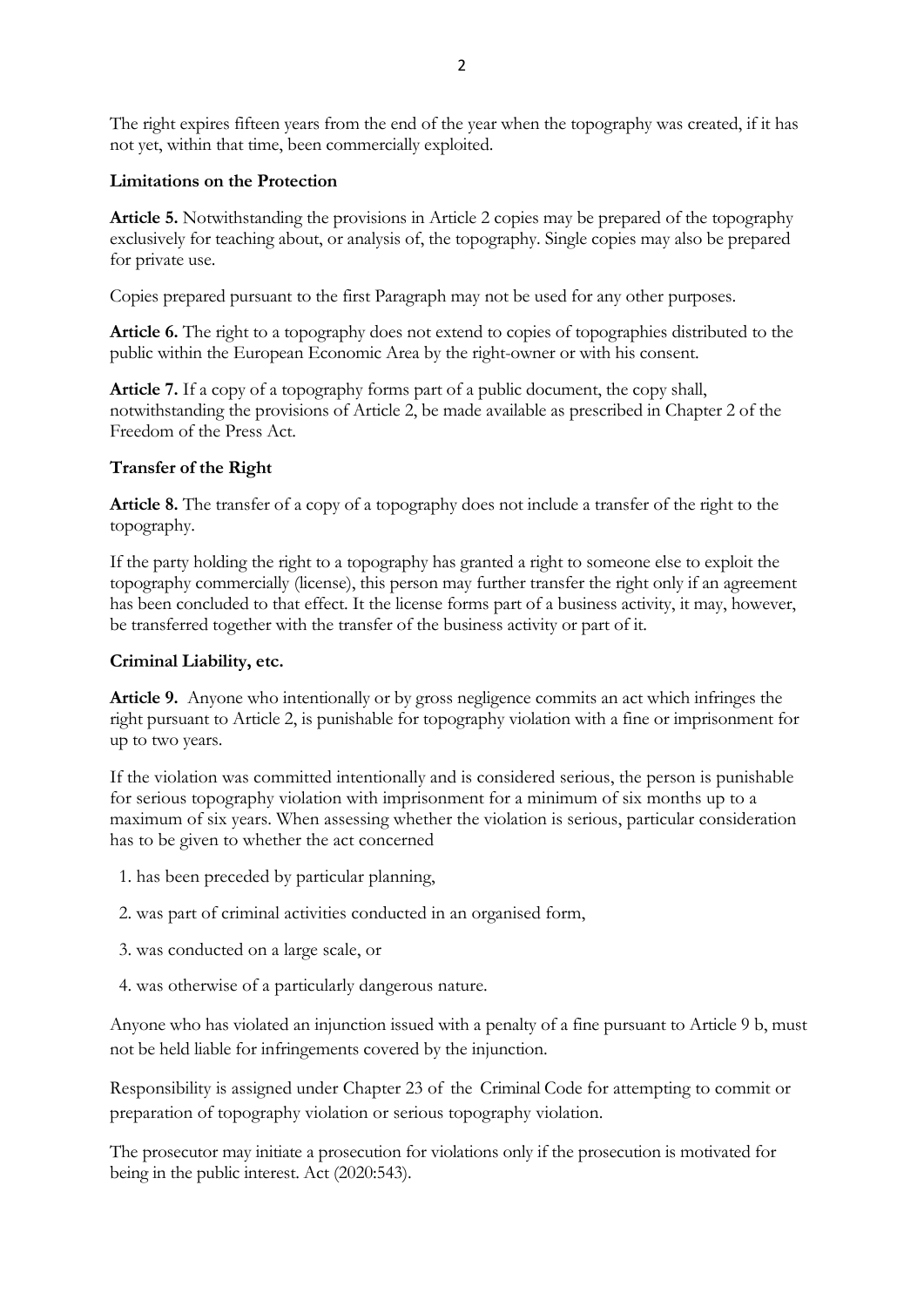The right expires fifteen years from the end of the year when the topography was created, if it has not yet, within that time, been commercially exploited.

**Limitations on the Protection**

**Article 5.** Notwithstanding the provisions in Article 2 copies may be prepared of the topography exclusively for teaching about, or analysis of, the topography. Single copies may also be prepared for private use.

Copies prepared pursuant to the first Paragraph may not be used for any other purposes.

**Article 6.** The right to a topography does not extend to copies of topographies distributed to the public within the European Economic Area by the right-owner or with his consent.

**Article 7.** If a copy of a topography forms part of a public document, the copy shall, notwithstanding the provisions of Article 2, be made available as prescribed in Chapter 2 of the Freedom of the Press Act.

**Transfer of the Right**

**Article 8.** The transfer of a copy of a topography does not include a transfer of the right to the topography.

If the party holding the right to a topography has granted a right to someone else to exploit the topography commercially (license), this person may further transfer the right only if an agreement has been concluded to that effect. It the license forms part of a business activity, it may, however, be transferred together with the transfer of the business activity or part of it.

**Criminal Liability, etc.**

**Article 9.** Anyone who intentionally or by gross negligence commits an act which infringes the right pursuant to Article 2, is punishable for topography violation with a fine or imprisonment for up to two years.

If the violation was committed intentionally and is considered serious, the person is punishable for serious topography violation with imprisonment for a minimum of six months up to a maximum of six years. When assessing whether the violation is serious, particular consideration has to be given to whether the act concerned

1. has been preceded by particular planning,
2. was part of criminal activities conducted in an organised form,
3. was conducted on a large scale, or
4. was otherwise of a particularly dangerous nature.

Anyone who has violated an injunction issued with a penalty of a fine pursuant to Article 9 b, must not be held liable for infringements covered by the injunction.

Responsibility is assigned under Chapter 23 of the Criminal Code for attempting to commit or preparation of topography violation or serious topography violation.

The prosecutor may initiate a prosecution for violations only if the prosecution is motivated for being in the public interest. Act (2020:543).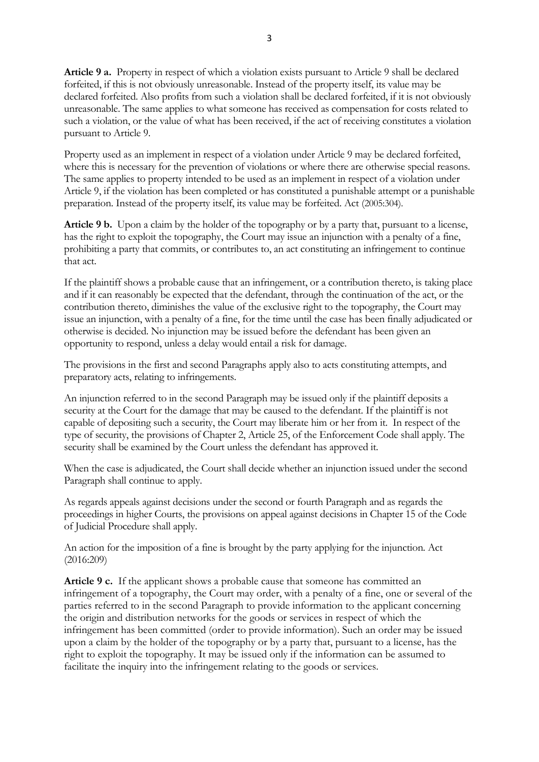**Article 9 a.** Property in respect of which a violation exists pursuant to Article 9 shall be declared forfeited, if this is not obviously unreasonable. Instead of the property itself, its value may be declared forfeited. Also profits from such a violation shall be declared forfeited, if it is not obviously unreasonable. The same applies to what someone has received as compensation for costs related to such a violation, or the value of what has been received, if the act of receiving constitutes a violation pursuant to Article 9.

Property used as an implement in respect of a violation under Article 9 may be declared forfeited, where this is necessary for the prevention of violations or where there are otherwise special reasons. The same applies to property intended to be used as an implement in respect of a violation under Article 9, if the violation has been completed or has constituted a punishable attempt or a punishable preparation. Instead of the property itself, its value may be forfeited. Act (2005:304).

**Article 9 b.** Upon a claim by the holder of the topography or by a party that, pursuant to a license, has the right to exploit the topography, the Court may issue an injunction with a penalty of a fine, prohibiting a party that commits, or contributes to, an act constituting an infringement to continue that act.

If the plaintiff shows a probable cause that an infringement, or a contribution thereto, is taking place and if it can reasonably be expected that the defendant, through the continuation of the act, or the contribution thereto, diminishes the value of the exclusive right to the topography, the Court may issue an injunction, with a penalty of a fine, for the time until the case has been finally adjudicated or otherwise is decided. No injunction may be issued before the defendant has been given an opportunity to respond, unless a delay would entail a risk for damage.

The provisions in the first and second Paragraphs apply also to acts constituting attempts, and preparatory acts, relating to infringements.

An injunction referred to in the second Paragraph may be issued only if the plaintiff deposits a security at the Court for the damage that may be caused to the defendant. If the plaintiff is not capable of depositing such a security, the Court may liberate him or her from it. In respect of the type of security, the provisions of Chapter 2, Article 25, of the Enforcement Code shall apply. The security shall be examined by the Court unless the defendant has approved it.

When the case is adjudicated, the Court shall decide whether an injunction issued under the second Paragraph shall continue to apply.

As regards appeals against decisions under the second or fourth Paragraph and as regards the proceedings in higher Courts, the provisions on appeal against decisions in Chapter 15 of the Code of Judicial Procedure shall apply.

An action for the imposition of a fine is brought by the party applying for the injunction. Act (2016:209)

**Article 9 c.** If the applicant shows a probable cause that someone has committed an infringement of a topography, the Court may order, with a penalty of a fine, one or several of the parties referred to in the second Paragraph to provide information to the applicant concerning the origin and distribution networks for the goods or services in respect of which the infringement has been committed (order to provide information). Such an order may be issued upon a claim by the holder of the topography or by a party that, pursuant to a license, has the right to exploit the topography. It may be issued only if the information can be assumed to facilitate the inquiry into the infringement relating to the goods or services.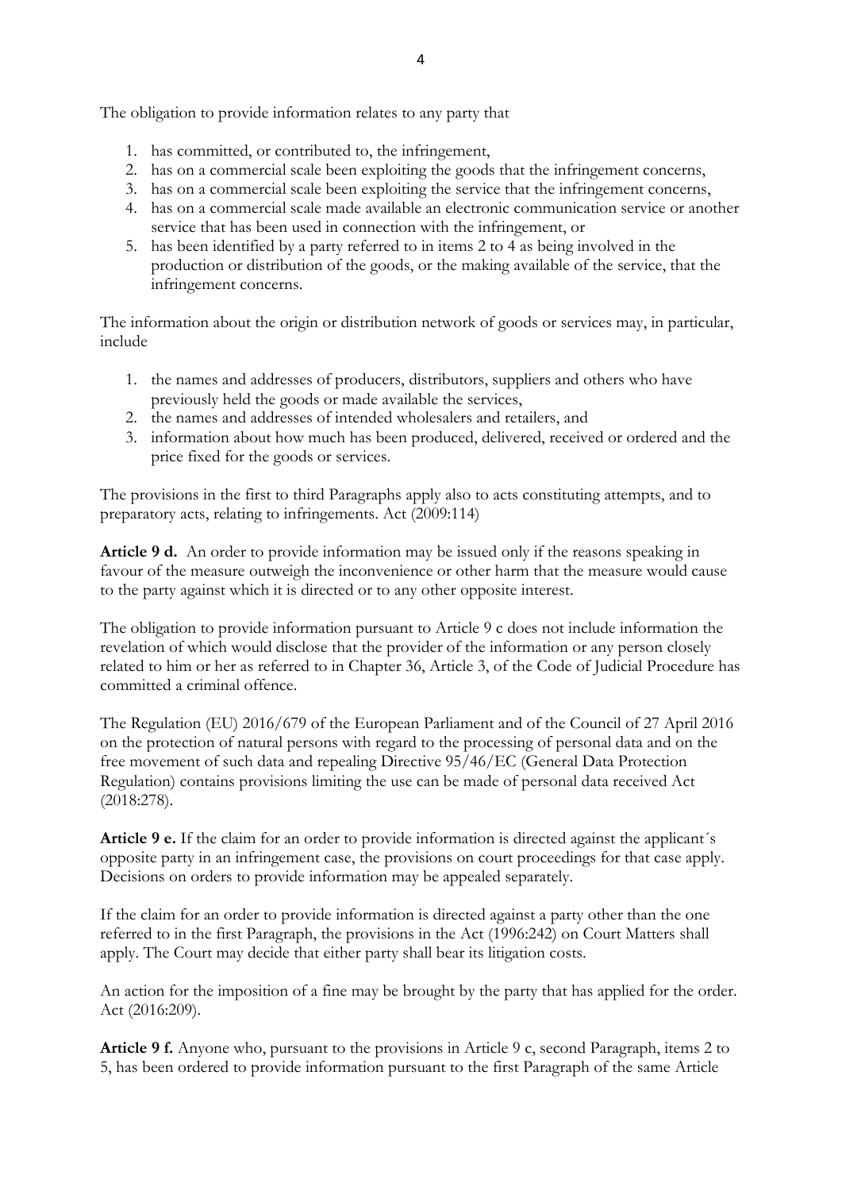The obligation to provide information relates to any party that

1. has committed, or contributed to, the infringement,
2. has on a commercial scale been exploiting the goods that the infringement concerns,
3. has on a commercial scale been exploiting the service that the infringement concerns,
4. has on a commercial scale made available an electronic communication service or another service that has been used in connection with the infringement, or
5. has been identified by a party referred to in items 2 to 4 as being involved in the production or distribution of the goods, or the making available of the service, that the infringement concerns.

The information about the origin or distribution network of goods or services may, in particular, include

1. the names and addresses of producers, distributors, suppliers and others who have previously held the goods or made available the services,
2. the names and addresses of intended wholesalers and retailers, and
3. information about how much has been produced, delivered, received or ordered and the price fixed for the goods or services.

The provisions in the first to third Paragraphs apply also to acts constituting attempts, and to preparatory acts, relating to infringements. Act (2009:114)

**Article 9 d.** An order to provide information may be issued only if the reasons speaking in favour of the measure outweigh the inconvenience or other harm that the measure would cause to the party against which it is directed or to any other opposite interest.

The obligation to provide information pursuant to Article 9 c does not include information the revelation of which would disclose that the provider of the information or any person closely related to him or her as referred to in Chapter 36, Article 3, of the Code of Judicial Procedure has committed a criminal offence.

The Regulation (EU) 2016/679 of the European Parliament and of the Council of 27 April 2016 on the protection of natural persons with regard to the processing of personal data and on the free movement of such data and repealing Directive 95/46/EC (General Data Protection Regulation) contains provisions limiting the use can be made of personal data received Act (2018:278).

**Article 9 e.** If the claim for an order to provide information is directed against the applicant´s opposite party in an infringement case, the provisions on court proceedings for that case apply. Decisions on orders to provide information may be appealed separately.

If the claim for an order to provide information is directed against a party other than the one referred to in the first Paragraph, the provisions in the Act (1996:242) on Court Matters shall apply. The Court may decide that either party shall bear its litigation costs.

An action for the imposition of a fine may be brought by the party that has applied for the order. Act (2016:209).

**Article 9 f.** Anyone who, pursuant to the provisions in Article 9 c, second Paragraph, items 2 to 5, has been ordered to provide information pursuant to the first Paragraph of the same Article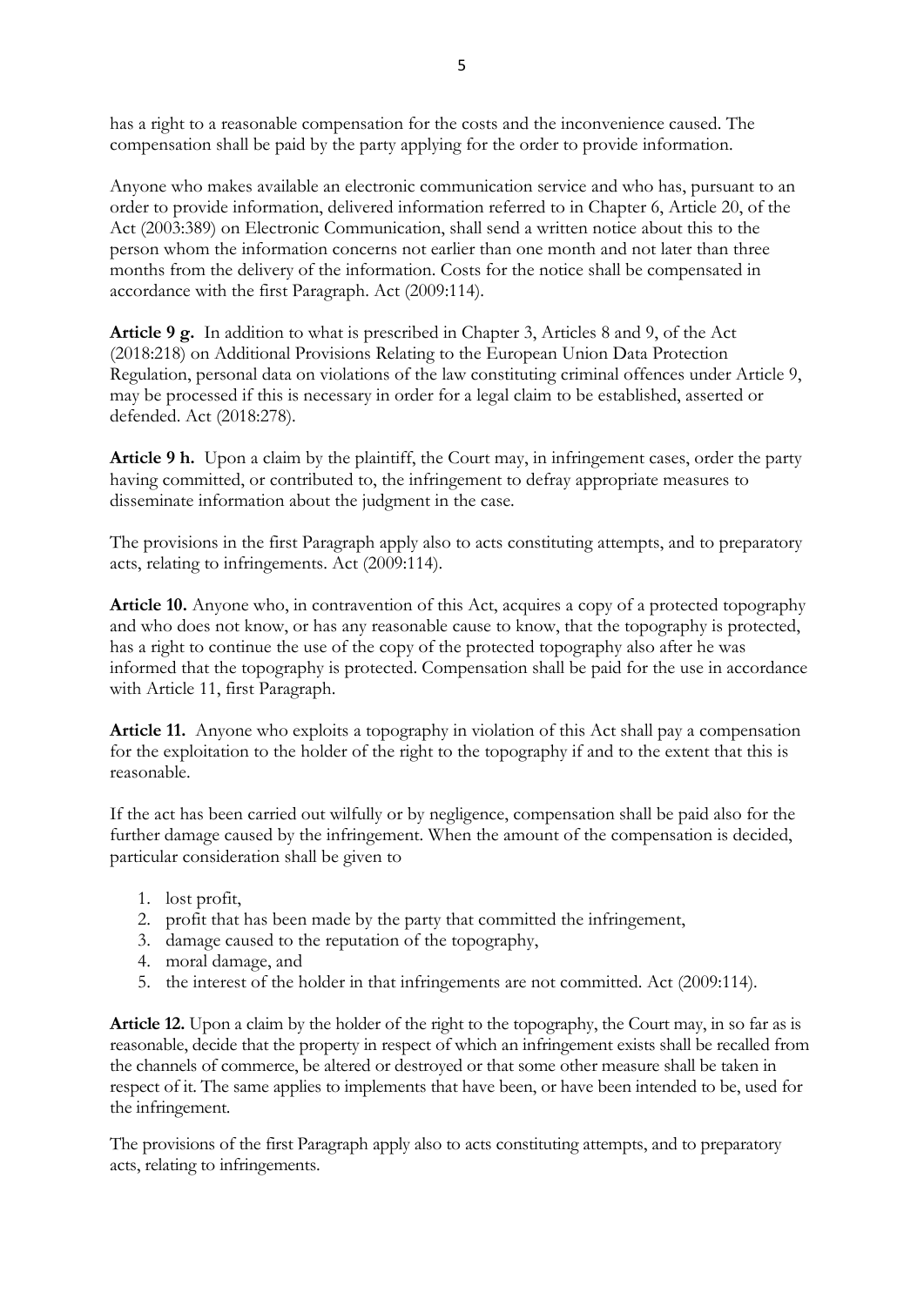has a right to a reasonable compensation for the costs and the inconvenience caused. The compensation shall be paid by the party applying for the order to provide information.

Anyone who makes available an electronic communication service and who has, pursuant to an order to provide information, delivered information referred to in Chapter 6, Article 20, of the Act (2003:389) on Electronic Communication, shall send a written notice about this to the person whom the information concerns not earlier than one month and not later than three months from the delivery of the information. Costs for the notice shall be compensated in accordance with the first Paragraph. Act (2009:114).

**Article 9 g.** In addition to what is prescribed in Chapter 3, Articles 8 and 9, of the Act (2018:218) on Additional Provisions Relating to the European Union Data Protection Regulation, personal data on violations of the law constituting criminal offences under Article 9, may be processed if this is necessary in order for a legal claim to be established, asserted or defended. Act (2018:278).

**Article 9 h.** Upon a claim by the plaintiff, the Court may, in infringement cases, order the party having committed, or contributed to, the infringement to defray appropriate measures to disseminate information about the judgment in the case.

The provisions in the first Paragraph apply also to acts constituting attempts, and to preparatory acts, relating to infringements. Act (2009:114).

**Article 10.** Anyone who, in contravention of this Act, acquires a copy of a protected topography and who does not know, or has any reasonable cause to know, that the topography is protected, has a right to continue the use of the copy of the protected topography also after he was informed that the topography is protected. Compensation shall be paid for the use in accordance with Article 11, first Paragraph.

**Article 11.** Anyone who exploits a topography in violation of this Act shall pay a compensation for the exploitation to the holder of the right to the topography if and to the extent that this is reasonable.

If the act has been carried out wilfully or by negligence, compensation shall be paid also for the further damage caused by the infringement. When the amount of the compensation is decided, particular consideration shall be given to

1. lost profit,
2. profit that has been made by the party that committed the infringement,
3. damage caused to the reputation of the topography,
4. moral damage, and
5. the interest of the holder in that infringements are not committed. Act (2009:114).

**Article 12.** Upon a claim by the holder of the right to the topography, the Court may, in so far as is reasonable, decide that the property in respect of which an infringement exists shall be recalled from the channels of commerce, be altered or destroyed or that some other measure shall be taken in respect of it. The same applies to implements that have been, or have been intended to be, used for the infringement.

The provisions of the first Paragraph apply also to acts constituting attempts, and to preparatory acts, relating to infringements.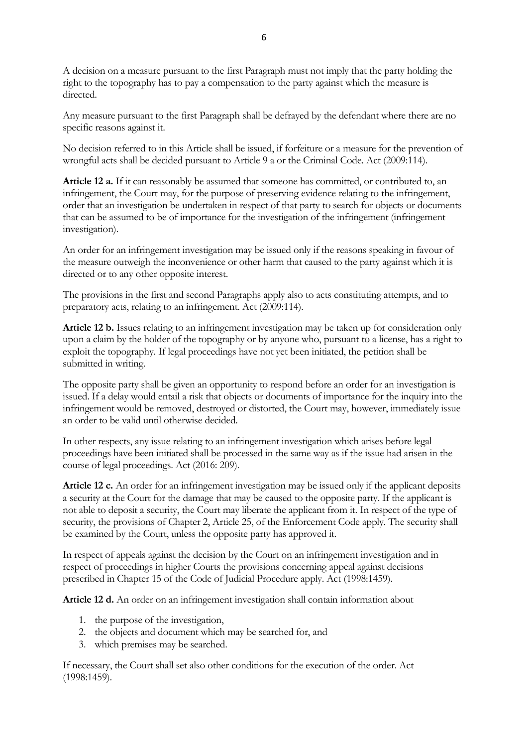A decision on a measure pursuant to the first Paragraph must not imply that the party holding the right to the topography has to pay a compensation to the party against which the measure is directed.

Any measure pursuant to the first Paragraph shall be defrayed by the defendant where there are no specific reasons against it.

No decision referred to in this Article shall be issued, if forfeiture or a measure for the prevention of wrongful acts shall be decided pursuant to Article 9 a or the Criminal Code. Act (2009:114).

**Article 12 a.** If it can reasonably be assumed that someone has committed, or contributed to, an infringement, the Court may, for the purpose of preserving evidence relating to the infringement, order that an investigation be undertaken in respect of that party to search for objects or documents that can be assumed to be of importance for the investigation of the infringement (infringement investigation).

An order for an infringement investigation may be issued only if the reasons speaking in favour of the measure outweigh the inconvenience or other harm that caused to the party against which it is directed or to any other opposite interest.

The provisions in the first and second Paragraphs apply also to acts constituting attempts, and to preparatory acts, relating to an infringement. Act (2009:114).

**Article 12 b.** Issues relating to an infringement investigation may be taken up for consideration only upon a claim by the holder of the topography or by anyone who, pursuant to a license, has a right to exploit the topography. If legal proceedings have not yet been initiated, the petition shall be submitted in writing.

The opposite party shall be given an opportunity to respond before an order for an investigation is issued. If a delay would entail a risk that objects or documents of importance for the inquiry into the infringement would be removed, destroyed or distorted, the Court may, however, immediately issue an order to be valid until otherwise decided.

In other respects, any issue relating to an infringement investigation which arises before legal proceedings have been initiated shall be processed in the same way as if the issue had arisen in the course of legal proceedings. Act (2016: 209).

**Article 12 c.** An order for an infringement investigation may be issued only if the applicant deposits a security at the Court for the damage that may be caused to the opposite party. If the applicant is not able to deposit a security, the Court may liberate the applicant from it. In respect of the type of security, the provisions of Chapter 2, Article 25, of the Enforcement Code apply. The security shall be examined by the Court, unless the opposite party has approved it.

In respect of appeals against the decision by the Court on an infringement investigation and in respect of proceedings in higher Courts the provisions concerning appeal against decisions prescribed in Chapter 15 of the Code of Judicial Procedure apply. Act (1998:1459).

**Article 12 d.** An order on an infringement investigation shall contain information about

1. the purpose of the investigation,
2. the objects and document which may be searched for, and
3. which premises may be searched.

If necessary, the Court shall set also other conditions for the execution of the order. Act (1998:1459).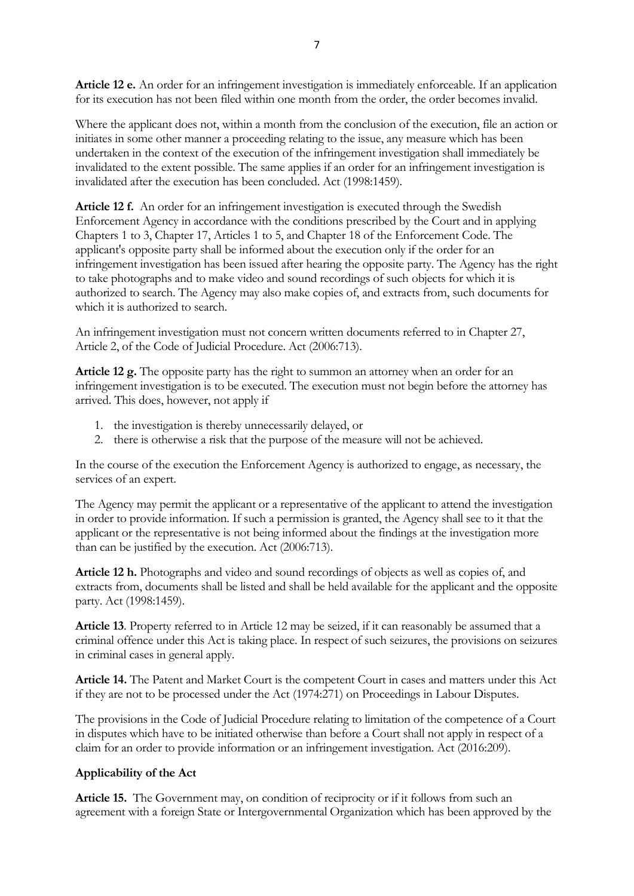**Article 12 e.** An order for an infringement investigation is immediately enforceable. If an application for its execution has not been filed within one month from the order, the order becomes invalid.

Where the applicant does not, within a month from the conclusion of the execution, file an action or initiates in some other manner a proceeding relating to the issue, any measure which has been undertaken in the context of the execution of the infringement investigation shall immediately be invalidated to the extent possible. The same applies if an order for an infringement investigation is invalidated after the execution has been concluded. Act (1998:1459).

**Article 12 f.** An order for an infringement investigation is executed through the Swedish Enforcement Agency in accordance with the conditions prescribed by the Court and in applying Chapters 1 to 3, Chapter 17, Articles 1 to 5, and Chapter 18 of the Enforcement Code. The applicant's opposite party shall be informed about the execution only if the order for an infringement investigation has been issued after hearing the opposite party. The Agency has the right to take photographs and to make video and sound recordings of such objects for which it is authorized to search. The Agency may also make copies of, and extracts from, such documents for which it is authorized to search.

An infringement investigation must not concern written documents referred to in Chapter 27, Article 2, of the Code of Judicial Procedure. Act (2006:713).

**Article 12 g.** The opposite party has the right to summon an attorney when an order for an infringement investigation is to be executed. The execution must not begin before the attorney has arrived. This does, however, not apply if

1. the investigation is thereby unnecessarily delayed, or
2. there is otherwise a risk that the purpose of the measure will not be achieved.

In the course of the execution the Enforcement Agency is authorized to engage, as necessary, the services of an expert.

The Agency may permit the applicant or a representative of the applicant to attend the investigation in order to provide information. If such a permission is granted, the Agency shall see to it that the applicant or the representative is not being informed about the findings at the investigation more than can be justified by the execution. Act (2006:713).

**Article 12 h.** Photographs and video and sound recordings of objects as well as copies of, and extracts from, documents shall be listed and shall be held available for the applicant and the opposite party. Act (1998:1459).

**Article 13**. Property referred to in Article 12 may be seized, if it can reasonably be assumed that a criminal offence under this Act is taking place. In respect of such seizures, the provisions on seizures in criminal cases in general apply.

**Article 14.** The Patent and Market Court is the competent Court in cases and matters under this Act if they are not to be processed under the Act (1974:271) on Proceedings in Labour Disputes.

The provisions in the Code of Judicial Procedure relating to limitation of the competence of a Court in disputes which have to be initiated otherwise than before a Court shall not apply in respect of a claim for an order to provide information or an infringement investigation. Act (2016:209).

**Applicability of the Act**

**Article 15.** The Government may, on condition of reciprocity or if it follows from such an agreement with a foreign State or Intergovernmental Organization which has been approved by the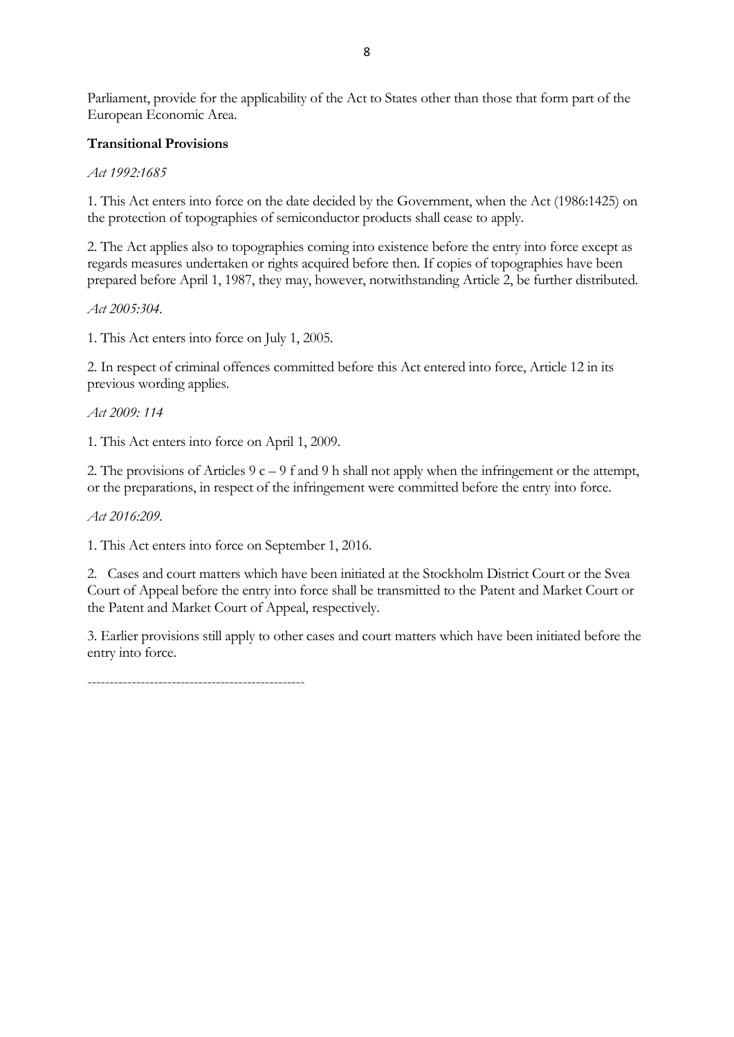Parliament, provide for the applicability of the Act to States other than those that form part of the European Economic Area.

**Transitional Provisions**

*Act 1992:1685*

1. This Act enters into force on the date decided by the Government, when the Act (1986:1425) on the protection of topographies of semiconductor products shall cease to apply.

2. The Act applies also to topographies coming into existence before the entry into force except as regards measures undertaken or rights acquired before then. If copies of topographies have been prepared before April 1, 1987, they may, however, notwithstanding Article 2, be further distributed.

*Act 2005:304.*

1. This Act enters into force on July 1, 2005.

2. In respect of criminal offences committed before this Act entered into force, Article 12 in its previous wording applies.

*Act 2009: 114*

1. This Act enters into force on April 1, 2009.

2. The provisions of Articles 9 c – 9 f and 9 h shall not apply when the infringement or the attempt, or the preparations, in respect of the infringement were committed before the entry into force.

*Act 2016:209.*

1. This Act enters into force on September 1, 2016.

2. Cases and court matters which have been initiated at the Stockholm District Court or the Svea Court of Appeal before the entry into force shall be transmitted to the Patent and Market Court or the Patent and Market Court of Appeal, respectively.

3. Earlier provisions still apply to other cases and court matters which have been initiated before the entry into force.

------------------------------------------------